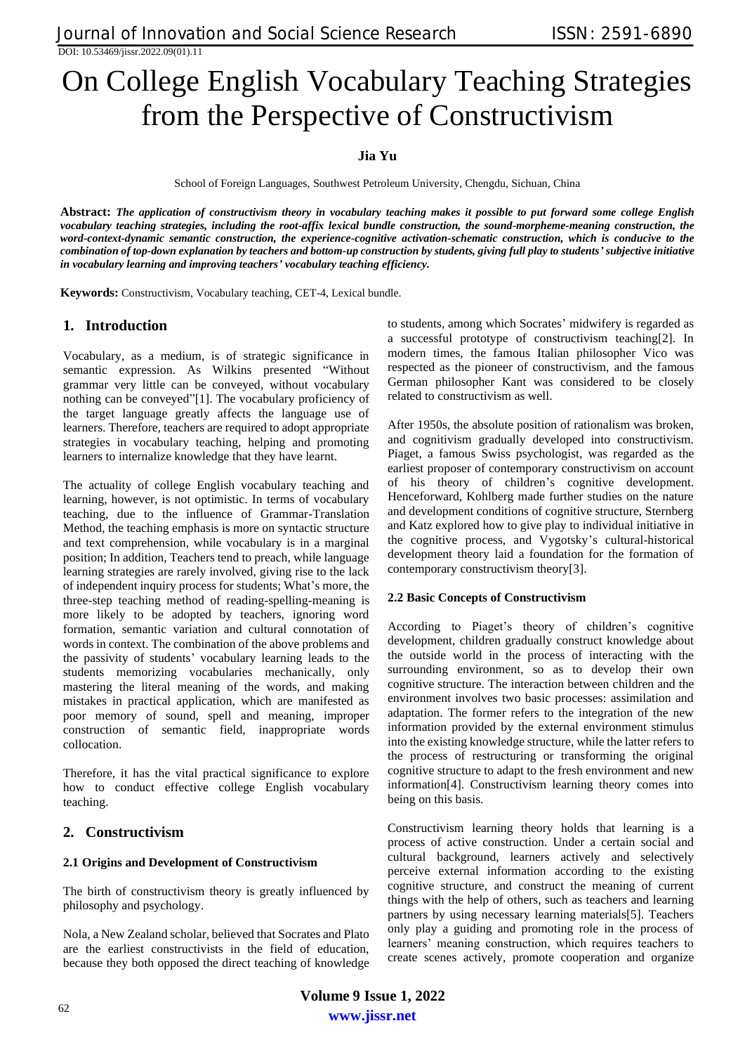# On College English Vocabulary Teaching Strategies from the Perspective of Constructivism

**Jia Yu**

School of Foreign Languages, Southwest Petroleum University, Chengdu, Sichuan, China

**Abstract:** ***The application of constructivism theory in vocabulary teaching makes it possible to put forward some college English vocabulary teaching strategies, including the root-affix lexical bundle construction, the sound-morpheme-meaning construction, the word-context-dynamic semantic construction, the experience-cognitive activation-schematic construction, which is conducive to the combination of top-down explanation by teachers and bottom-up construction by students, giving full play to students' subjective initiative in vocabulary learning and improving teachers' vocabulary teaching efficiency.***

**Keywords:** Constructivism, Vocabulary teaching, CET-4, Lexical bundle.

## 1. Introduction

Vocabulary, as a medium, is of strategic significance in semantic expression. As Wilkins presented "Without grammar very little can be conveyed, without vocabulary nothing can be conveyed"[1]. The vocabulary proficiency of the target language greatly affects the language use of learners. Therefore, teachers are required to adopt appropriate strategies in vocabulary teaching, helping and promoting learners to internalize knowledge that they have learnt.

The actuality of college English vocabulary teaching and learning, however, is not optimistic. In terms of vocabulary teaching, due to the influence of Grammar-Translation Method, the teaching emphasis is more on syntactic structure and text comprehension, while vocabulary is in a marginal position; In addition, Teachers tend to preach, while language learning strategies are rarely involved, giving rise to the lack of independent inquiry process for students; What's more, the three-step teaching method of reading-spelling-meaning is more likely to be adopted by teachers, ignoring word formation, semantic variation and cultural connotation of words in context. The combination of the above problems and the passivity of students' vocabulary learning leads to the students memorizing vocabularies mechanically, only mastering the literal meaning of the words, and making mistakes in practical application, which are manifested as poor memory of sound, spell and meaning, improper construction of semantic field, inappropriate words collocation.

Therefore, it has the vital practical significance to explore how to conduct effective college English vocabulary teaching.

## 2. Constructivism

### 2.1 Origins and Development of Constructivism

The birth of constructivism theory is greatly influenced by philosophy and psychology.

Nola, a New Zealand scholar, believed that Socrates and Plato are the earliest constructivists in the field of education, because they both opposed the direct teaching of knowledge to students, among which Socrates' midwifery is regarded as a successful prototype of constructivism teaching[2]. In modern times, the famous Italian philosopher Vico was respected as the pioneer of constructivism, and the famous German philosopher Kant was considered to be closely related to constructivism as well.

After 1950s, the absolute position of rationalism was broken, and cognitivism gradually developed into constructivism. Piaget, a famous Swiss psychologist, was regarded as the earliest proposer of contemporary constructivism on account of his theory of children's cognitive development. Henceforward, Kohlberg made further studies on the nature and development conditions of cognitive structure, Sternberg and Katz explored how to give play to individual initiative in the cognitive process, and Vygotsky's cultural-historical development theory laid a foundation for the formation of contemporary constructivism theory[3].

### 2.2 Basic Concepts of Constructivism

According to Piaget's theory of children's cognitive development, children gradually construct knowledge about the outside world in the process of interacting with the surrounding environment, so as to develop their own cognitive structure. The interaction between children and the environment involves two basic processes: assimilation and adaptation. The former refers to the integration of the new information provided by the external environment stimulus into the existing knowledge structure, while the latter refers to the process of restructuring or transforming the original cognitive structure to adapt to the fresh environment and new information[4]. Constructivism learning theory comes into being on this basis.

Constructivism learning theory holds that learning is a process of active construction. Under a certain social and cultural background, learners actively and selectively perceive external information according to the existing cognitive structure, and construct the meaning of current things with the help of others, such as teachers and learning partners by using necessary learning materials[5]. Teachers only play a guiding and promoting role in the process of learners' meaning construction, which requires teachers to create scenes actively, promote cooperation and organize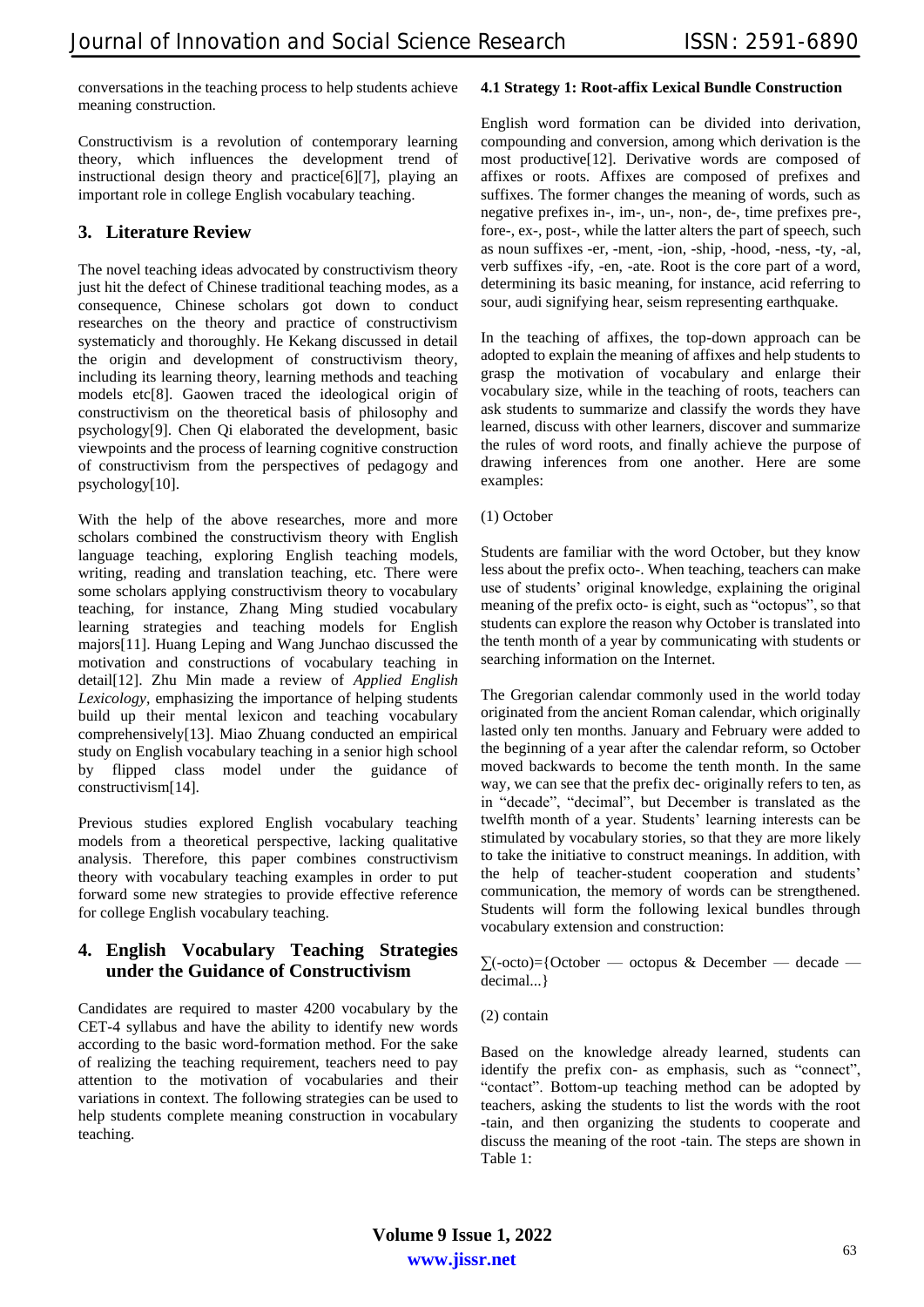conversations in the teaching process to help students achieve meaning construction.

Constructivism is a revolution of contemporary learning theory, which influences the development trend of instructional design theory and practice[6][7], playing an important role in college English vocabulary teaching.

## 3. Literature Review

The novel teaching ideas advocated by constructivism theory just hit the defect of Chinese traditional teaching modes, as a consequence, Chinese scholars got down to conduct researches on the theory and practice of constructivism systematicly and thoroughly. He Kekang discussed in detail the origin and development of constructivism theory, including its learning theory, learning methods and teaching models etc[8]. Gaowen traced the ideological origin of constructivism on the theoretical basis of philosophy and psychology[9]. Chen Qi elaborated the development, basic viewpoints and the process of learning cognitive construction of constructivism from the perspectives of pedagogy and psychology[10].

With the help of the above researches, more and more scholars combined the constructivism theory with English language teaching, exploring English teaching models, writing, reading and translation teaching, etc. There were some scholars applying constructivism theory to vocabulary teaching, for instance, Zhang Ming studied vocabulary learning strategies and teaching models for English majors[11]. Huang Leping and Wang Junchao discussed the motivation and constructions of vocabulary teaching in detail[12]. Zhu Min made a review of *Applied English Lexicology*, emphasizing the importance of helping students build up their mental lexicon and teaching vocabulary comprehensively[13]. Miao Zhuang conducted an empirical study on English vocabulary teaching in a senior high school by flipped class model under the guidance of constructivism[14].

Previous studies explored English vocabulary teaching models from a theoretical perspective, lacking qualitative analysis. Therefore, this paper combines constructivism theory with vocabulary teaching examples in order to put forward some new strategies to provide effective reference for college English vocabulary teaching.

## 4. English Vocabulary Teaching Strategies under the Guidance of Constructivism

Candidates are required to master 4200 vocabulary by the CET-4 syllabus and have the ability to identify new words according to the basic word-formation method. For the sake of realizing the teaching requirement, teachers need to pay attention to the motivation of vocabularies and their variations in context. The following strategies can be used to help students complete meaning construction in vocabulary teaching.

### 4.1 Strategy 1: Root-affix Lexical Bundle Construction

English word formation can be divided into derivation, compounding and conversion, among which derivation is the most productive[12]. Derivative words are composed of affixes or roots. Affixes are composed of prefixes and suffixes. The former changes the meaning of words, such as negative prefixes in-, im-, un-, non-, de-, time prefixes pre-, fore-, ex-, post-, while the latter alters the part of speech, such as noun suffixes -er, -ment, -ion, -ship, -hood, -ness, -ty, -al, verb suffixes -ify, -en, -ate. Root is the core part of a word, determining its basic meaning, for instance, acid referring to sour, audi signifying hear, seism representing earthquake.

In the teaching of affixes, the top-down approach can be adopted to explain the meaning of affixes and help students to grasp the motivation of vocabulary and enlarge their vocabulary size, while in the teaching of roots, teachers can ask students to summarize and classify the words they have learned, discuss with other learners, discover and summarize the rules of word roots, and finally achieve the purpose of drawing inferences from one another. Here are some examples:

(1) October

Students are familiar with the word October, but they know less about the prefix octo-. When teaching, teachers can make use of students' original knowledge, explaining the original meaning of the prefix octo- is eight, such as "octopus", so that students can explore the reason why October is translated into the tenth month of a year by communicating with students or searching information on the Internet.

The Gregorian calendar commonly used in the world today originated from the ancient Roman calendar, which originally lasted only ten months. January and February were added to the beginning of a year after the calendar reform, so October moved backwards to become the tenth month. In the same way, we can see that the prefix dec- originally refers to ten, as in "decade", "decimal", but December is translated as the twelfth month of a year. Students' learning interests can be stimulated by vocabulary stories, so that they are more likely to take the initiative to construct meanings. In addition, with the help of teacher-student cooperation and students' communication, the memory of words can be strengthened. Students will form the following lexical bundles through vocabulary extension and construction:

∑(-octo)={October — octopus & December — decade — decimal...}

(2) contain

Based on the knowledge already learned, students can identify the prefix con- as emphasis, such as "connect", "contact". Bottom-up teaching method can be adopted by teachers, asking the students to list the words with the root -tain, and then organizing the students to cooperate and discuss the meaning of the root -tain. The steps are shown in Table 1: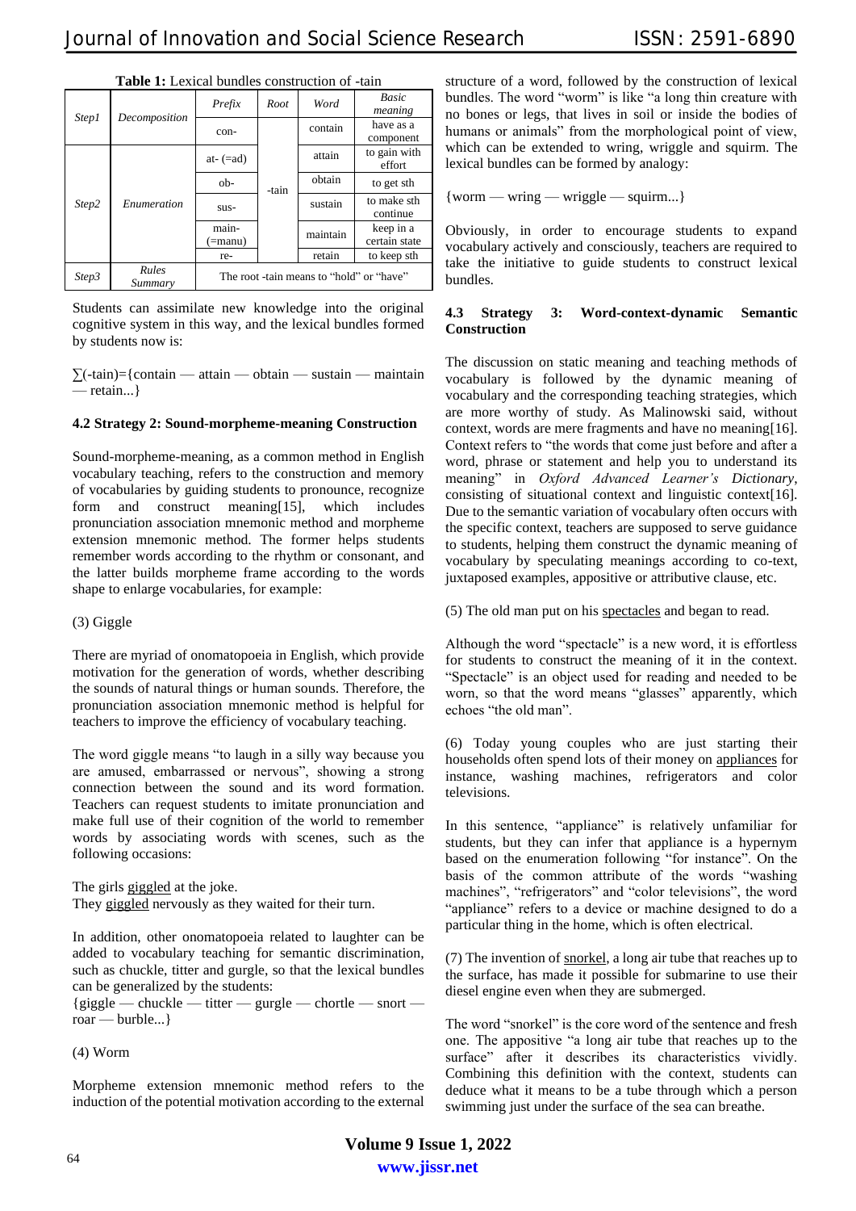**Table 1:** Lexical bundles construction of -tain

| | | Prefix | Root | Word | Basic meaning |
|---|---|---|---|---|---|
| Step1 | Decomposition | con- | -tain | contain | have as a component |
| Step2 | Enumeration | at- (=ad) | | attain | to gain with effort |
| | | ob- | | obtain | to get sth |
| | | sus- | | sustain | to make sth continue |
| | | main- (=manu) | | maintain | keep in a certain state |
| | | re- | | retain | to keep sth |
| Step3 | Rules Summary | The root -tain means to "hold" or "have" | | | |

Students can assimilate new knowledge into the original cognitive system in this way, and the lexical bundles formed by students now is:

∑(-tain)={contain — attain — obtain — sustain — maintain — retain...}

### 4.2 Strategy 2: Sound-morpheme-meaning Construction

Sound-morpheme-meaning, as a common method in English vocabulary teaching, refers to the construction and memory of vocabularies by guiding students to pronounce, recognize form and construct meaning[15], which includes pronunciation association mnemonic method and morpheme extension mnemonic method. The former helps students remember words according to the rhythm or consonant, and the latter builds morpheme frame according to the words shape to enlarge vocabularies, for example:

(3) Giggle

There are myriad of onomatopoeia in English, which provide motivation for the generation of words, whether describing the sounds of natural things or human sounds. Therefore, the pronunciation association mnemonic method is helpful for teachers to improve the efficiency of vocabulary teaching.

The word giggle means "to laugh in a silly way because you are amused, embarrassed or nervous", showing a strong connection between the sound and its word formation. Teachers can request students to imitate pronunciation and make full use of their cognition of the world to remember words by associating words with scenes, such as the following occasions:

The girls giggled at the joke.
They giggled nervously as they waited for their turn.

In addition, other onomatopoeia related to laughter can be added to vocabulary teaching for semantic discrimination, such as chuckle, titter and gurgle, so that the lexical bundles can be generalized by the students:
{giggle — chuckle — titter — gurgle — chortle — snort — roar — burble...}

(4) Worm

Morpheme extension mnemonic method refers to the induction of the potential motivation according to the external structure of a word, followed by the construction of lexical bundles. The word "worm" is like "a long thin creature with no bones or legs, that lives in soil or inside the bodies of humans or animals" from the morphological point of view, which can be extended to wring, wriggle and squirm. The lexical bundles can be formed by analogy:

{worm — wring — wriggle — squirm...}

Obviously, in order to encourage students to expand vocabulary actively and consciously, teachers are required to take the initiative to guide students to construct lexical bundles.

### 4.3 Strategy 3: Word-context-dynamic Semantic Construction

The discussion on static meaning and teaching methods of vocabulary is followed by the dynamic meaning of vocabulary and the corresponding teaching strategies, which are more worthy of study. As Malinowski said, without context, words are mere fragments and have no meaning[16]. Context refers to "the words that come just before and after a word, phrase or statement and help you to understand its meaning" in *Oxford Advanced Learner's Dictionary*, consisting of situational context and linguistic context[16]. Due to the semantic variation of vocabulary often occurs with the specific context, teachers are supposed to serve guidance to students, helping them construct the dynamic meaning of vocabulary by speculating meanings according to co-text, juxtaposed examples, appositive or attributive clause, etc.

(5) The old man put on his spectacles and began to read.

Although the word "spectacle" is a new word, it is effortless for students to construct the meaning of it in the context. "Spectacle" is an object used for reading and needed to be worn, so that the word means "glasses" apparently, which echoes "the old man".

(6) Today young couples who are just starting their households often spend lots of their money on appliances for instance, washing machines, refrigerators and color televisions.

In this sentence, "appliance" is relatively unfamiliar for students, but they can infer that appliance is a hypernym based on the enumeration following "for instance". On the basis of the common attribute of the words "washing machines", "refrigerators" and "color televisions", the word "appliance" refers to a device or machine designed to do a particular thing in the home, which is often electrical.

(7) The invention of snorkel, a long air tube that reaches up to the surface, has made it possible for submarine to use their diesel engine even when they are submerged.

The word "snorkel" is the core word of the sentence and fresh one. The appositive "a long air tube that reaches up to the surface" after it describes its characteristics vividly. Combining this definition with the context, students can deduce what it means to be a tube through which a person swimming just under the surface of the sea can breathe.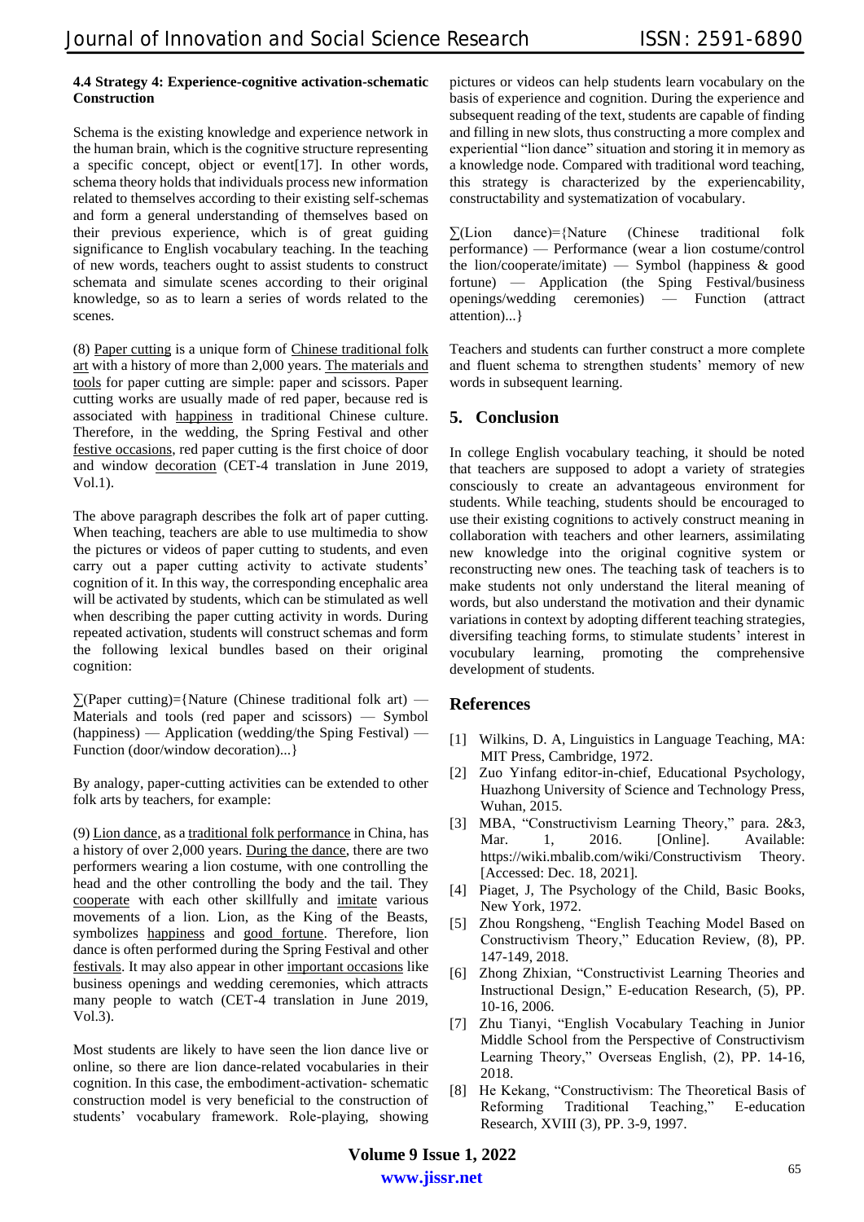#### 4.4 Strategy 4: Experience-cognitive activation-schematic Construction

Schema is the existing knowledge and experience network in the human brain, which is the cognitive structure representing a specific concept, object or event[17]. In other words, schema theory holds that individuals process new information related to themselves according to their existing self-schemas and form a general understanding of themselves based on their previous experience, which is of great guiding significance to English vocabulary teaching. In the teaching of new words, teachers ought to assist students to construct schemata and simulate scenes according to their original knowledge, so as to learn a series of words related to the scenes.

(8) Paper cutting is a unique form of Chinese traditional folk art with a history of more than 2,000 years. The materials and tools for paper cutting are simple: paper and scissors. Paper cutting works are usually made of red paper, because red is associated with happiness in traditional Chinese culture. Therefore, in the wedding, the Spring Festival and other festive occasions, red paper cutting is the first choice of door and window decoration (CET-4 translation in June 2019, Vol.1).

The above paragraph describes the folk art of paper cutting. When teaching, teachers are able to use multimedia to show the pictures or videos of paper cutting to students, and even carry out a paper cutting activity to activate students' cognition of it. In this way, the corresponding encephalic area will be activated by students, which can be stimulated as well when describing the paper cutting activity in words. During repeated activation, students will construct schemas and form the following lexical bundles based on their original cognition:

∑(Paper cutting)={Nature (Chinese traditional folk art) — Materials and tools (red paper and scissors) — Symbol (happiness) — Application (wedding/the Sping Festival) — Function (door/window decoration)...}

By analogy, paper-cutting activities can be extended to other folk arts by teachers, for example:

(9) Lion dance, as a traditional folk performance in China, has a history of over 2,000 years. During the dance, there are two performers wearing a lion costume, with one controlling the head and the other controlling the body and the tail. They cooperate with each other skillfully and imitate various movements of a lion. Lion, as the King of the Beasts, symbolizes happiness and good fortune. Therefore, lion dance is often performed during the Spring Festival and other festivals. It may also appear in other important occasions like business openings and wedding ceremonies, which attracts many people to watch (CET-4 translation in June 2019, Vol.3).

Most students are likely to have seen the lion dance live or online, so there are lion dance-related vocabularies in their cognition. In this case, the embodiment-activation- schematic construction model is very beneficial to the construction of students' vocabulary framework. Role-playing, showing pictures or videos can help students learn vocabulary on the basis of experience and cognition. During the experience and subsequent reading of the text, students are capable of finding and filling in new slots, thus constructing a more complex and experiential "lion dance" situation and storing it in memory as a knowledge node. Compared with traditional word teaching, this strategy is characterized by the experiencability, constructability and systematization of vocabulary.

∑(Lion dance)={Nature (Chinese traditional folk performance) — Performance (wear a lion costume/control the lion/cooperate/imitate) — Symbol (happiness & good fortune) — Application (the Sping Festival/business openings/wedding ceremonies) — Function (attract attention)...}

Teachers and students can further construct a more complete and fluent schema to strengthen students' memory of new words in subsequent learning.

## 5. Conclusion

In college English vocabulary teaching, it should be noted that teachers are supposed to adopt a variety of strategies consciously to create an advantageous environment for students. While teaching, students should be encouraged to use their existing cognitions to actively construct meaning in collaboration with teachers and other learners, assimilating new knowledge into the original cognitive system or reconstructing new ones. The teaching task of teachers is to make students not only understand the literal meaning of words, but also understand the motivation and their dynamic variations in context by adopting different teaching strategies, diversifing teaching forms, to stimulate students' interest in vocubulary learning, promoting the comprehensive development of students.

## References

[1] Wilkins, D. A, Linguistics in Language Teaching, MA: MIT Press, Cambridge, 1972.

[2] Zuo Yinfang editor-in-chief, Educational Psychology, Huazhong University of Science and Technology Press, Wuhan, 2015.

[3] MBA, "Constructivism Learning Theory," para. 2&3, Mar. 1, 2016. [Online]. Available: https://wiki.mbalib.com/wiki/Constructivism Theory. [Accessed: Dec. 18, 2021].

[4] Piaget, J, The Psychology of the Child, Basic Books, New York, 1972.

[5] Zhou Rongsheng, "English Teaching Model Based on Constructivism Theory," Education Review, (8), PP. 147-149, 2018.

[6] Zhong Zhixian, "Constructivist Learning Theories and Instructional Design," E-education Research, (5), PP. 10-16, 2006.

[7] Zhu Tianyi, "English Vocabulary Teaching in Junior Middle School from the Perspective of Constructivism Learning Theory," Overseas English, (2), PP. 14-16, 2018.

[8] He Kekang, "Constructivism: The Theoretical Basis of Reforming Traditional Teaching," E-education Research, XVIII (3), PP. 3-9, 1997.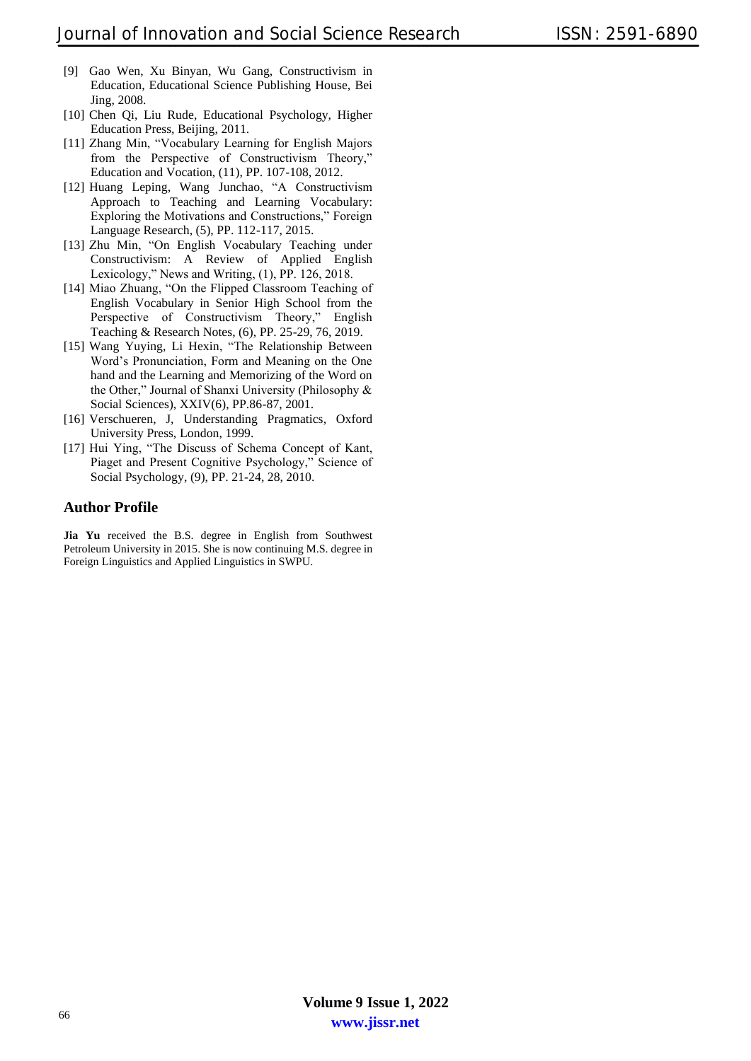[9] Gao Wen, Xu Binyan, Wu Gang, Constructivism in Education, Educational Science Publishing House, Bei Jing, 2008.

[10] Chen Qi, Liu Rude, Educational Psychology, Higher Education Press, Beijing, 2011.

[11] Zhang Min, "Vocabulary Learning for English Majors from the Perspective of Constructivism Theory," Education and Vocation, (11), PP. 107-108, 2012.

[12] Huang Leping, Wang Junchao, "A Constructivism Approach to Teaching and Learning Vocabulary: Exploring the Motivations and Constructions," Foreign Language Research, (5), PP. 112-117, 2015.

[13] Zhu Min, "On English Vocabulary Teaching under Constructivism: A Review of Applied English Lexicology," News and Writing, (1), PP. 126, 2018.

[14] Miao Zhuang, "On the Flipped Classroom Teaching of English Vocabulary in Senior High School from the Perspective of Constructivism Theory," English Teaching & Research Notes, (6), PP. 25-29, 76, 2019.

[15] Wang Yuying, Li Hexin, "The Relationship Between Word's Pronunciation, Form and Meaning on the One hand and the Learning and Memorizing of the Word on the Other," Journal of Shanxi University (Philosophy & Social Sciences), XXIV(6), PP.86-87, 2001.

[16] Verschueren, J, Understanding Pragmatics, Oxford University Press, London, 1999.

[17] Hui Ying, "The Discuss of Schema Concept of Kant, Piaget and Present Cognitive Psychology," Science of Social Psychology, (9), PP. 21-24, 28, 2010.

## Author Profile

**Jia Yu** received the B.S. degree in English from Southwest Petroleum University in 2015. She is now continuing M.S. degree in Foreign Linguistics and Applied Linguistics in SWPU.